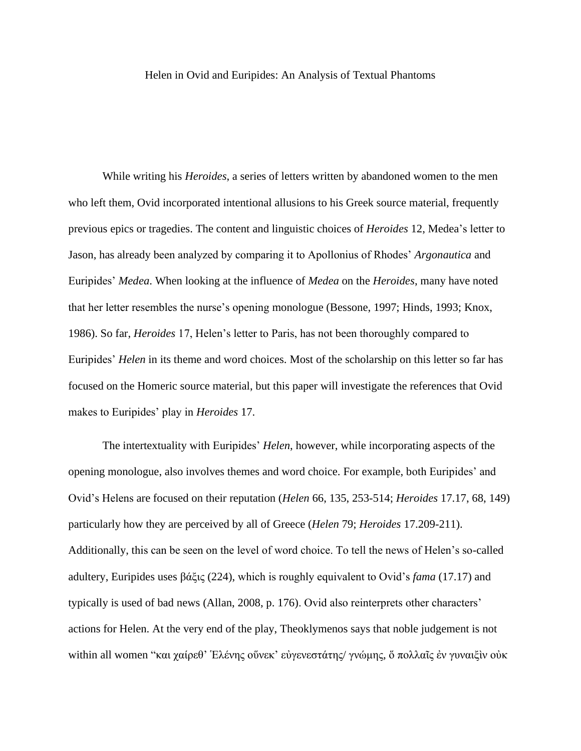# Helen in Ovid and Euripides: An Analysis of Textual Phantoms

While writing his *Heroides*, a series of letters written by abandoned women to the men who left them, Ovid incorporated intentional allusions to his Greek source material, frequently previous epics or tragedies. The content and linguistic choices of *Heroides* 12, Medea's letter to Jason, has already been analyzed by comparing it to Apollonius of Rhodes' *Argonautica* and Euripides' *Medea*. When looking at the influence of *Medea* on the *Heroides*, many have noted that her letter resembles the nurse's opening monologue (Bessone, 1997; Hinds, 1993; Knox, 1986). So far, *Heroides* 17, Helen's letter to Paris, has not been thoroughly compared to Euripides' *Helen* in its theme and word choices. Most of the scholarship on this letter so far has focused on the Homeric source material, but this paper will investigate the references that Ovid makes to Euripides' play in *Heroides* 17.

The intertextuality with Euripides' *Helen*, however, while incorporating aspects of the opening monologue, also involves themes and word choice. For example, both Euripides' and Ovid's Helens are focused on their reputation (*Helen* 66, 135, 253-514; *Heroides* 17.17, 68, 149) particularly how they are perceived by all of Greece (*Helen* 79; *Heroides* 17.209-211). Additionally, this can be seen on the level of word choice. To tell the news of Helen's so-called adultery, Euripides uses βάξις (224), which is roughly equivalent to Ovid's *fama* (17.17) and typically is used of bad news (Allan, 2008, p. 176). Ovid also reinterprets other characters' actions for Helen. At the very end of the play, Theoklymenos says that noble judgement is not within all women "και χαίρεθ' Ἑλένης οὕνεκ' εὐγενεστάτης/ γνώμης, ὃ πολλαῖς ἐν γυναιξὶν οὐκ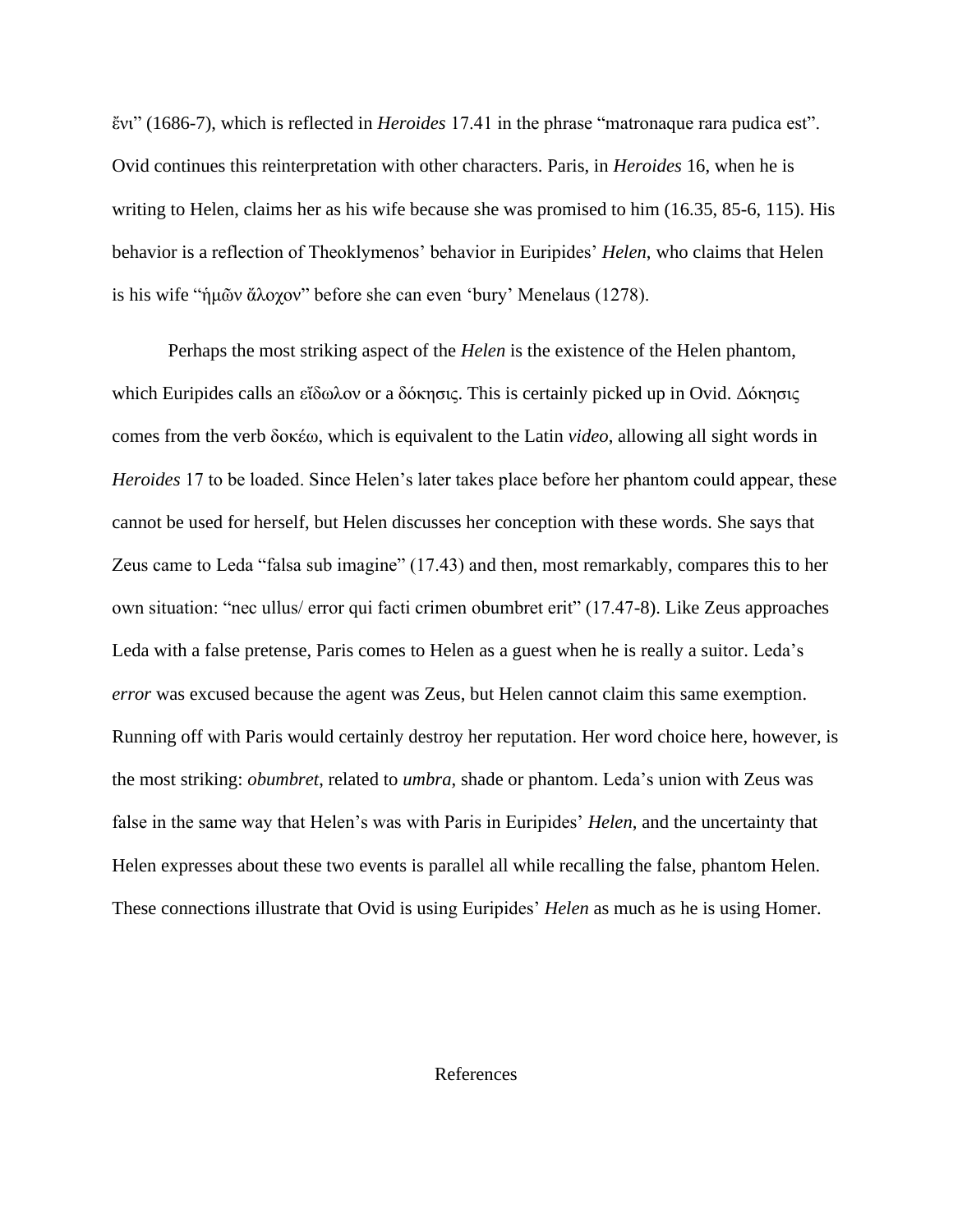ἔνι” (1686-7), which is reflected in *Heroides* 17.41 in the phrase “matronaque rara pudica est”. Ovid continues this reinterpretation with other characters. Paris, in *Heroides* 16, when he is writing to Helen, claims her as his wife because she was promised to him (16.35, 85-6, 115). His behavior is a reflection of Theoklymenos’ behavior in Euripides’ *Helen*, who claims that Helen is his wife “ἡμῶν ἄλοχον” before she can even ‘bury’ Menelaus (1278).

Perhaps the most striking aspect of the *Helen* is the existence of the Helen phantom, which Euripides calls an εἴδωλον or a δόκησις. This is certainly picked up in Ovid. Δόκησις comes from the verb δοκέω, which is equivalent to the Latin *video*, allowing all sight words in *Heroides* 17 to be loaded. Since Helen’s later takes place before her phantom could appear, these cannot be used for herself, but Helen discusses her conception with these words. She says that Zeus came to Leda “falsa sub imagine” (17.43) and then, most remarkably, compares this to her own situation: “nec ullus/ error qui facti crimen obumbret erit” (17.47-8). Like Zeus approaches Leda with a false pretense, Paris comes to Helen as a guest when he is really a suitor. Leda’s *error* was excused because the agent was Zeus, but Helen cannot claim this same exemption. Running off with Paris would certainly destroy her reputation. Her word choice here, however, is the most striking: *obumbret*, related to *umbra*, shade or phantom. Leda’s union with Zeus was false in the same way that Helen’s was with Paris in Euripides’ *Helen*, and the uncertainty that Helen expresses about these two events is parallel all while recalling the false, phantom Helen. These connections illustrate that Ovid is using Euripides’ *Helen* as much as he is using Homer.

References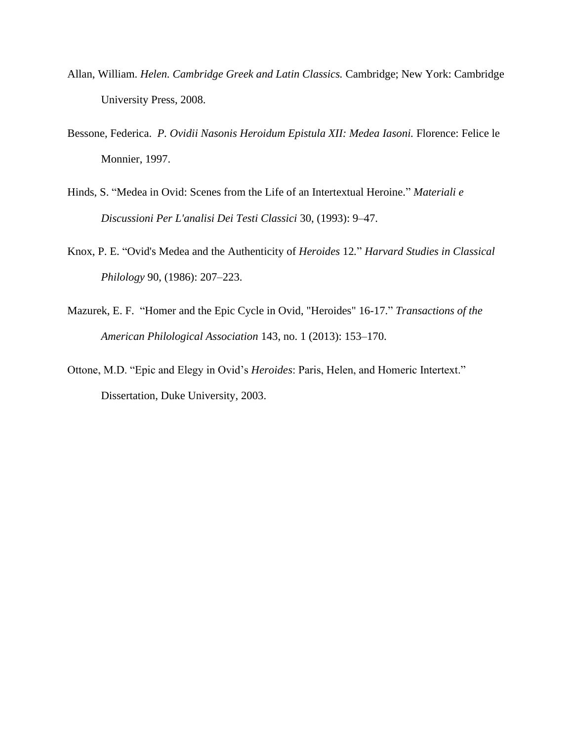Allan, William. *Helen. Cambridge Greek and Latin Classics.* Cambridge; New York: Cambridge University Press, 2008.

Bessone, Federica. *P. Ovidii Nasonis Heroidum Epistula XII: Medea Iasoni.* Florence: Felice le Monnier, 1997.

Hinds, S. "Medea in Ovid: Scenes from the Life of an Intertextual Heroine." *Materiali e Discussioni Per L'analisi Dei Testi Classici* 30, (1993): 9–47.

Knox, P. E. "Ovid's Medea and the Authenticity of *Heroides* 12." *Harvard Studies in Classical Philology* 90, (1986): 207–223.

Mazurek, E. F. "Homer and the Epic Cycle in Ovid, "Heroides" 16-17." *Transactions of the American Philological Association* 143, no. 1 (2013): 153–170.

Ottone, M.D. "Epic and Elegy in Ovid's *Heroides*: Paris, Helen, and Homeric Intertext." Dissertation, Duke University, 2003.